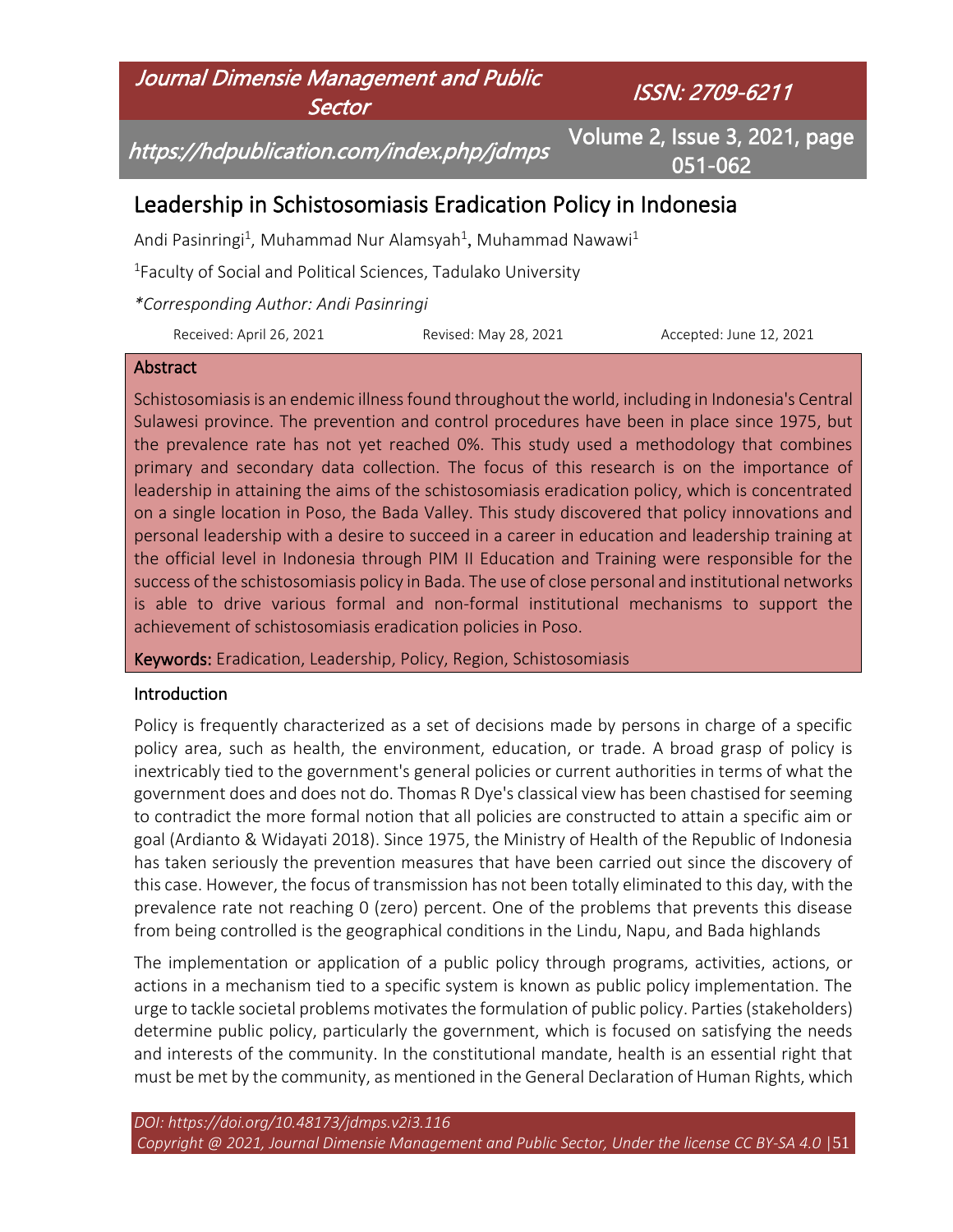# Leadership in Schistosomiasis Eradication Policy in Indonesia

Andi Pasinringi[1], Muhammad Nur Alamsyah[1], Muhammad Nawawi[1]

[1]Faculty of Social and Political Sciences, Tadulako University

*\*Corresponding Author: Andi Pasinringi*

Received: April 26, 2021 Revised: May 28, 2021 Accepted: June 12, 2021

## Abstract

Schistosomiasis is an endemic illness found throughout the world, including in Indonesia's Central Sulawesi province. The prevention and control procedures have been in place since 1975, but the prevalence rate has not yet reached 0%. This study used a methodology that combines primary and secondary data collection. The focus of this research is on the importance of leadership in attaining the aims of the schistosomiasis eradication policy, which is concentrated on a single location in Poso, the Bada Valley. This study discovered that policy innovations and personal leadership with a desire to succeed in a career in education and leadership training at the official level in Indonesia through PIM II Education and Training were responsible for the success of the schistosomiasis policy in Bada. The use of close personal and institutional networks is able to drive various formal and non-formal institutional mechanisms to support the achievement of schistosomiasis eradication policies in Poso.

**Keywords:** Eradication, Leadership, Policy, Region, Schistosomiasis

## Introduction

Policy is frequently characterized as a set of decisions made by persons in charge of a specific policy area, such as health, the environment, education, or trade. A broad grasp of policy is inextricably tied to the government's general policies or current authorities in terms of what the government does and does not do. Thomas R Dye's classical view has been chastised for seeming to contradict the more formal notion that all policies are constructed to attain a specific aim or goal (Ardianto & Widayati 2018). Since 1975, the Ministry of Health of the Republic of Indonesia has taken seriously the prevention measures that have been carried out since the discovery of this case. However, the focus of transmission has not been totally eliminated to this day, with the prevalence rate not reaching 0 (zero) percent. One of the problems that prevents this disease from being controlled is the geographical conditions in the Lindu, Napu, and Bada highlands

The implementation or application of a public policy through programs, activities, actions, or actions in a mechanism tied to a specific system is known as public policy implementation. The urge to tackle societal problems motivates the formulation of public policy. Parties (stakeholders) determine public policy, particularly the government, which is focused on satisfying the needs and interests of the community. In the constitutional mandate, health is an essential right that must be met by the community, as mentioned in the General Declaration of Human Rights, which

DOI: https://doi.org/10.48173/jdmps.v2i3.116
Copyright @ 2021, Journal Dimensie Management and Public Sector, Under the license CC BY-SA 4.0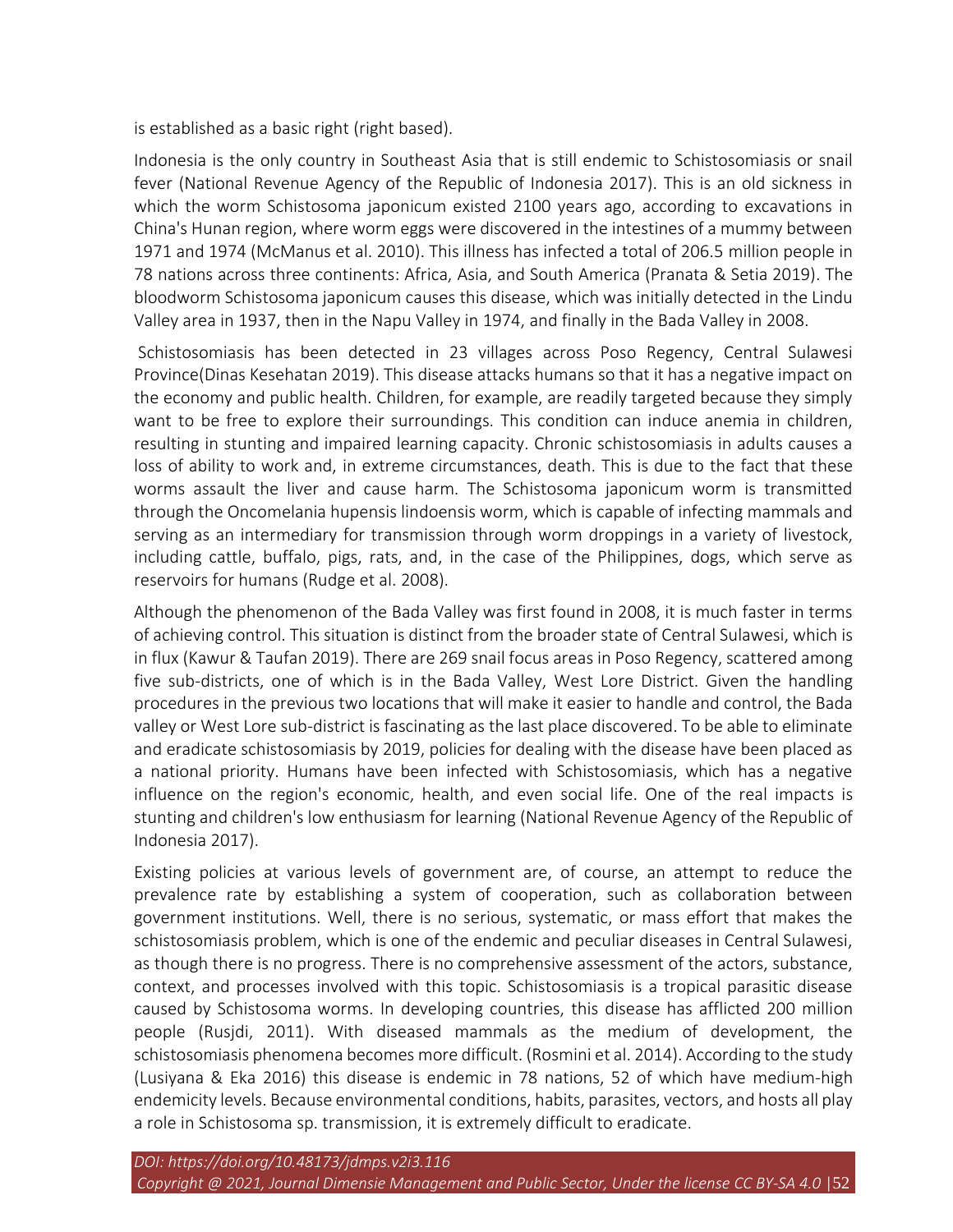is established as a basic right (right based).

Indonesia is the only country in Southeast Asia that is still endemic to Schistosomiasis or snail fever (National Revenue Agency of the Republic of Indonesia 2017). This is an old sickness in which the worm Schistosoma japonicum existed 2100 years ago, according to excavations in China's Hunan region, where worm eggs were discovered in the intestines of a mummy between 1971 and 1974 (McManus et al. 2010). This illness has infected a total of 206.5 million people in 78 nations across three continents: Africa, Asia, and South America (Pranata & Setia 2019). The bloodworm Schistosoma japonicum causes this disease, which was initially detected in the Lindu Valley area in 1937, then in the Napu Valley in 1974, and finally in the Bada Valley in 2008.

Schistosomiasis has been detected in 23 villages across Poso Regency, Central Sulawesi Province(Dinas Kesehatan 2019). This disease attacks humans so that it has a negative impact on the economy and public health. Children, for example, are readily targeted because they simply want to be free to explore their surroundings. This condition can induce anemia in children, resulting in stunting and impaired learning capacity. Chronic schistosomiasis in adults causes a loss of ability to work and, in extreme circumstances, death. This is due to the fact that these worms assault the liver and cause harm. The Schistosoma japonicum worm is transmitted through the Oncomelania hupensis lindoensis worm, which is capable of infecting mammals and serving as an intermediary for transmission through worm droppings in a variety of livestock, including cattle, buffalo, pigs, rats, and, in the case of the Philippines, dogs, which serve as reservoirs for humans (Rudge et al. 2008).

Although the phenomenon of the Bada Valley was first found in 2008, it is much faster in terms of achieving control. This situation is distinct from the broader state of Central Sulawesi, which is in flux (Kawur & Taufan 2019). There are 269 snail focus areas in Poso Regency, scattered among five sub-districts, one of which is in the Bada Valley, West Lore District. Given the handling procedures in the previous two locations that will make it easier to handle and control, the Bada valley or West Lore sub-district is fascinating as the last place discovered. To be able to eliminate and eradicate schistosomiasis by 2019, policies for dealing with the disease have been placed as a national priority. Humans have been infected with Schistosomiasis, which has a negative influence on the region's economic, health, and even social life. One of the real impacts is stunting and children's low enthusiasm for learning (National Revenue Agency of the Republic of Indonesia 2017).

Existing policies at various levels of government are, of course, an attempt to reduce the prevalence rate by establishing a system of cooperation, such as collaboration between government institutions. Well, there is no serious, systematic, or mass effort that makes the schistosomiasis problem, which is one of the endemic and peculiar diseases in Central Sulawesi, as though there is no progress. There is no comprehensive assessment of the actors, substance, context, and processes involved with this topic. Schistosomiasis is a tropical parasitic disease caused by Schistosoma worms. In developing countries, this disease has afflicted 200 million people (Rusjdi, 2011). With diseased mammals as the medium of development, the schistosomiasis phenomena becomes more difficult. (Rosmini et al. 2014). According to the study (Lusiyana & Eka 2016) this disease is endemic in 78 nations, 52 of which have medium-high endemicity levels. Because environmental conditions, habits, parasites, vectors, and hosts all play a role in Schistosoma sp. transmission, it is extremely difficult to eradicate.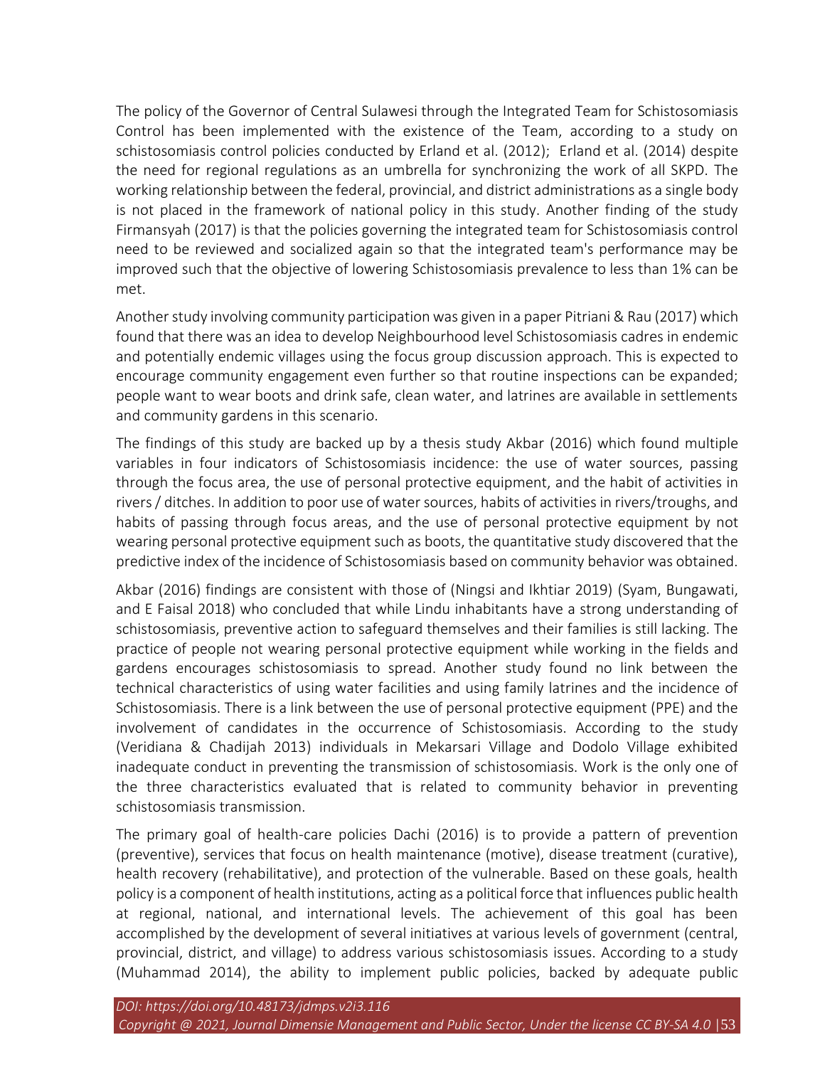The policy of the Governor of Central Sulawesi through the Integrated Team for Schistosomiasis Control has been implemented with the existence of the Team, according to a study on schistosomiasis control policies conducted by Erland et al. (2012); Erland et al. (2014) despite the need for regional regulations as an umbrella for synchronizing the work of all SKPD. The working relationship between the federal, provincial, and district administrations as a single body is not placed in the framework of national policy in this study. Another finding of the study Firmansyah (2017) is that the policies governing the integrated team for Schistosomiasis control need to be reviewed and socialized again so that the integrated team's performance may be improved such that the objective of lowering Schistosomiasis prevalence to less than 1% can be met.

Another study involving community participation was given in a paper Pitriani & Rau (2017) which found that there was an idea to develop Neighbourhood level Schistosomiasis cadres in endemic and potentially endemic villages using the focus group discussion approach. This is expected to encourage community engagement even further so that routine inspections can be expanded; people want to wear boots and drink safe, clean water, and latrines are available in settlements and community gardens in this scenario.

The findings of this study are backed up by a thesis study Akbar (2016) which found multiple variables in four indicators of Schistosomiasis incidence: the use of water sources, passing through the focus area, the use of personal protective equipment, and the habit of activities in rivers / ditches. In addition to poor use of water sources, habits of activities in rivers/troughs, and habits of passing through focus areas, and the use of personal protective equipment by not wearing personal protective equipment such as boots, the quantitative study discovered that the predictive index of the incidence of Schistosomiasis based on community behavior was obtained.

Akbar (2016) findings are consistent with those of (Ningsi and Ikhtiar 2019) (Syam, Bungawati, and E Faisal 2018) who concluded that while Lindu inhabitants have a strong understanding of schistosomiasis, preventive action to safeguard themselves and their families is still lacking. The practice of people not wearing personal protective equipment while working in the fields and gardens encourages schistosomiasis to spread. Another study found no link between the technical characteristics of using water facilities and using family latrines and the incidence of Schistosomiasis. There is a link between the use of personal protective equipment (PPE) and the involvement of candidates in the occurrence of Schistosomiasis. According to the study (Veridiana & Chadijah 2013) individuals in Mekarsari Village and Dodolo Village exhibited inadequate conduct in preventing the transmission of schistosomiasis. Work is the only one of the three characteristics evaluated that is related to community behavior in preventing schistosomiasis transmission.

The primary goal of health-care policies Dachi (2016) is to provide a pattern of prevention (preventive), services that focus on health maintenance (motive), disease treatment (curative), health recovery (rehabilitative), and protection of the vulnerable. Based on these goals, health policy is a component of health institutions, acting as a political force that influences public health at regional, national, and international levels. The achievement of this goal has been accomplished by the development of several initiatives at various levels of government (central, provincial, district, and village) to address various schistosomiasis issues. According to a study (Muhammad 2014), the ability to implement public policies, backed by adequate public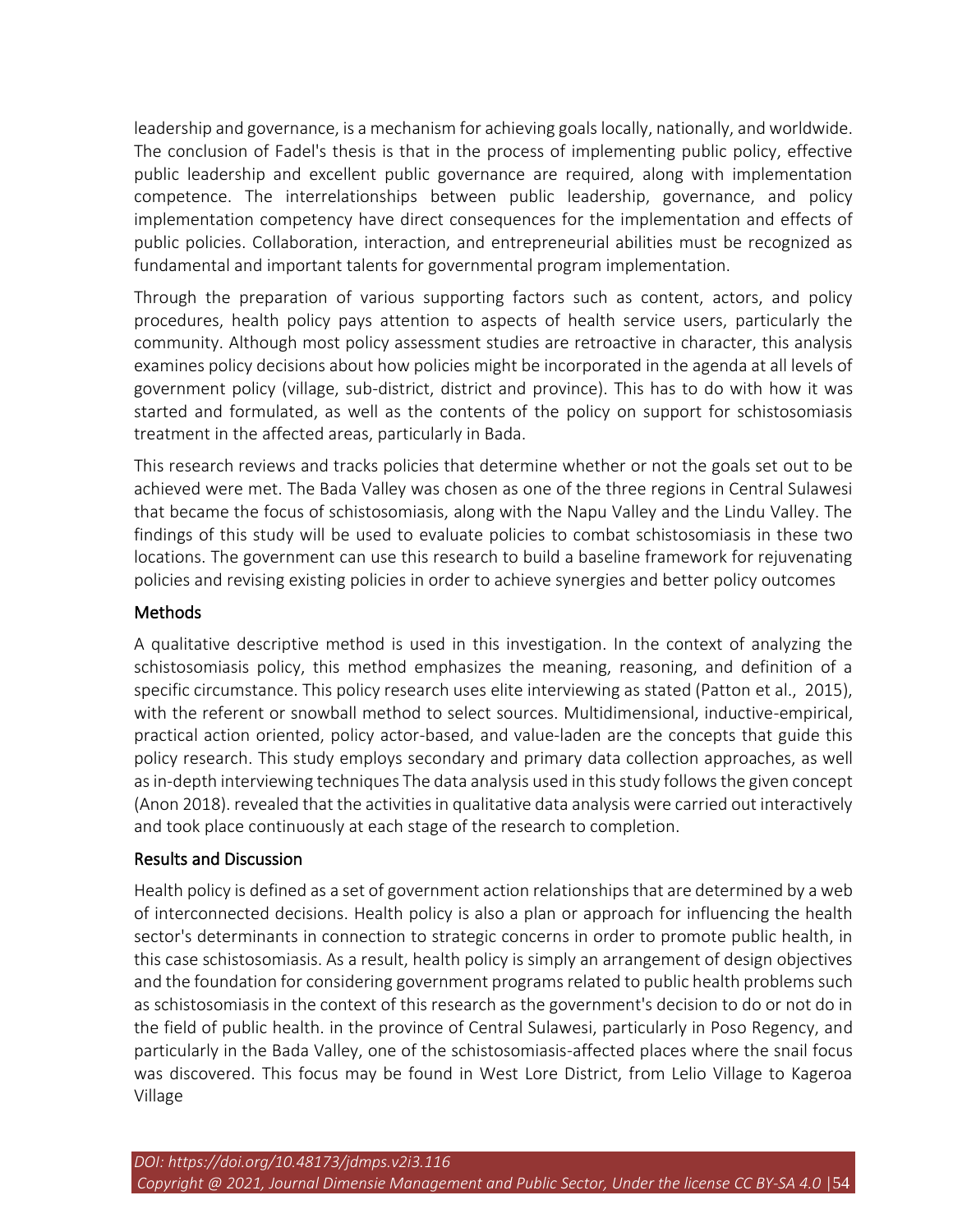leadership and governance, is a mechanism for achieving goals locally, nationally, and worldwide. The conclusion of Fadel's thesis is that in the process of implementing public policy, effective public leadership and excellent public governance are required, along with implementation competence. The interrelationships between public leadership, governance, and policy implementation competency have direct consequences for the implementation and effects of public policies. Collaboration, interaction, and entrepreneurial abilities must be recognized as fundamental and important talents for governmental program implementation.

Through the preparation of various supporting factors such as content, actors, and policy procedures, health policy pays attention to aspects of health service users, particularly the community. Although most policy assessment studies are retroactive in character, this analysis examines policy decisions about how policies might be incorporated in the agenda at all levels of government policy (village, sub-district, district and province). This has to do with how it was started and formulated, as well as the contents of the policy on support for schistosomiasis treatment in the affected areas, particularly in Bada.

This research reviews and tracks policies that determine whether or not the goals set out to be achieved were met. The Bada Valley was chosen as one of the three regions in Central Sulawesi that became the focus of schistosomiasis, along with the Napu Valley and the Lindu Valley. The findings of this study will be used to evaluate policies to combat schistosomiasis in these two locations. The government can use this research to build a baseline framework for rejuvenating policies and revising existing policies in order to achieve synergies and better policy outcomes

## Methods

A qualitative descriptive method is used in this investigation. In the context of analyzing the schistosomiasis policy, this method emphasizes the meaning, reasoning, and definition of a specific circumstance. This policy research uses elite interviewing as stated (Patton et al., 2015), with the referent or snowball method to select sources. Multidimensional, inductive-empirical, practical action oriented, policy actor-based, and value-laden are the concepts that guide this policy research. This study employs secondary and primary data collection approaches, as well as in-depth interviewing techniques The data analysis used in this study follows the given concept (Anon 2018). revealed that the activities in qualitative data analysis were carried out interactively and took place continuously at each stage of the research to completion.

## Results and Discussion

Health policy is defined as a set of government action relationships that are determined by a web of interconnected decisions. Health policy is also a plan or approach for influencing the health sector's determinants in connection to strategic concerns in order to promote public health, in this case schistosomiasis. As a result, health policy is simply an arrangement of design objectives and the foundation for considering government programs related to public health problems such as schistosomiasis in the context of this research as the government's decision to do or not do in the field of public health. in the province of Central Sulawesi, particularly in Poso Regency, and particularly in the Bada Valley, one of the schistosomiasis-affected places where the snail focus was discovered. This focus may be found in West Lore District, from Lelio Village to Kageroa Village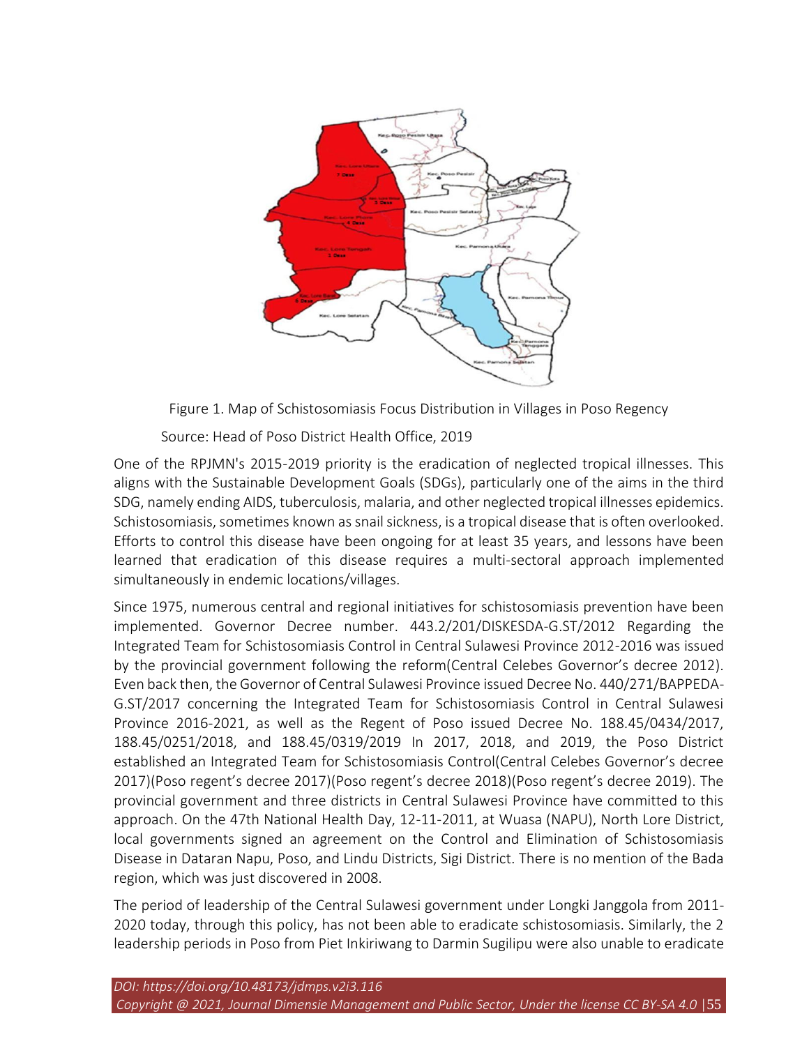Figure 1. Map of Schistosomiasis Focus Distribution in Villages in Poso Regency

Source: Head of Poso District Health Office, 2019

One of the RPJMN's 2015-2019 priority is the eradication of neglected tropical illnesses. This aligns with the Sustainable Development Goals (SDGs), particularly one of the aims in the third SDG, namely ending AIDS, tuberculosis, malaria, and other neglected tropical illnesses epidemics. Schistosomiasis, sometimes known as snail sickness, is a tropical disease that is often overlooked. Efforts to control this disease have been ongoing for at least 35 years, and lessons have been learned that eradication of this disease requires a multi-sectoral approach implemented simultaneously in endemic locations/villages.

Since 1975, numerous central and regional initiatives for schistosomiasis prevention have been implemented. Governor Decree number. 443.2/201/DISKESDA-G.ST/2012 Regarding the Integrated Team for Schistosomiasis Control in Central Sulawesi Province 2012-2016 was issued by the provincial government following the reform(Central Celebes Governor's decree 2012). Even back then, the Governor of Central Sulawesi Province issued Decree No. 440/271/BAPPEDA-G.ST/2017 concerning the Integrated Team for Schistosomiasis Control in Central Sulawesi Province 2016-2021, as well as the Regent of Poso issued Decree No. 188.45/0434/2017, 188.45/0251/2018, and 188.45/0319/2019 In 2017, 2018, and 2019, the Poso District established an Integrated Team for Schistosomiasis Control(Central Celebes Governor's decree 2017)(Poso regent's decree 2017)(Poso regent's decree 2018)(Poso regent's decree 2019). The provincial government and three districts in Central Sulawesi Province have committed to this approach. On the 47th National Health Day, 12-11-2011, at Wuasa (NAPU), North Lore District, local governments signed an agreement on the Control and Elimination of Schistosomiasis Disease in Dataran Napu, Poso, and Lindu Districts, Sigi District. There is no mention of the Bada region, which was just discovered in 2008.

The period of leadership of the Central Sulawesi government under Longki Janggola from 2011-2020 today, through this policy, has not been able to eradicate schistosomiasis. Similarly, the 2 leadership periods in Poso from Piet Inkiriwang to Darmin Sugilipu were also unable to eradicate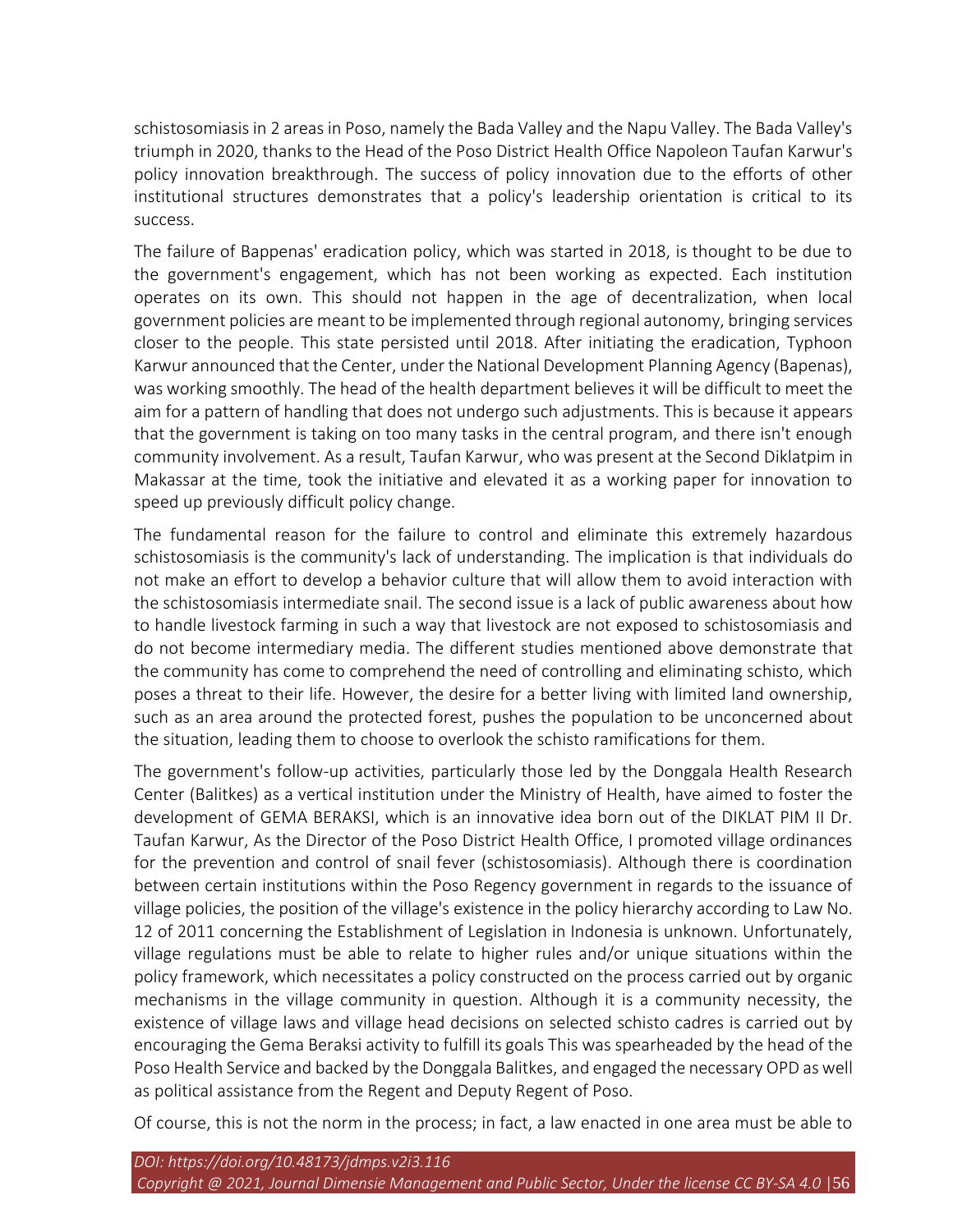schistosomiasis in 2 areas in Poso, namely the Bada Valley and the Napu Valley. The Bada Valley's triumph in 2020, thanks to the Head of the Poso District Health Office Napoleon Taufan Karwur's policy innovation breakthrough. The success of policy innovation due to the efforts of other institutional structures demonstrates that a policy's leadership orientation is critical to its success.

The failure of Bappenas' eradication policy, which was started in 2018, is thought to be due to the government's engagement, which has not been working as expected. Each institution operates on its own. This should not happen in the age of decentralization, when local government policies are meant to be implemented through regional autonomy, bringing services closer to the people. This state persisted until 2018. After initiating the eradication, Typhoon Karwur announced that the Center, under the National Development Planning Agency (Bapenas), was working smoothly. The head of the health department believes it will be difficult to meet the aim for a pattern of handling that does not undergo such adjustments. This is because it appears that the government is taking on too many tasks in the central program, and there isn't enough community involvement. As a result, Taufan Karwur, who was present at the Second Diklatpim in Makassar at the time, took the initiative and elevated it as a working paper for innovation to speed up previously difficult policy change.

The fundamental reason for the failure to control and eliminate this extremely hazardous schistosomiasis is the community's lack of understanding. The implication is that individuals do not make an effort to develop a behavior culture that will allow them to avoid interaction with the schistosomiasis intermediate snail. The second issue is a lack of public awareness about how to handle livestock farming in such a way that livestock are not exposed to schistosomiasis and do not become intermediary media. The different studies mentioned above demonstrate that the community has come to comprehend the need of controlling and eliminating schisto, which poses a threat to their life. However, the desire for a better living with limited land ownership, such as an area around the protected forest, pushes the population to be unconcerned about the situation, leading them to choose to overlook the schisto ramifications for them.

The government's follow-up activities, particularly those led by the Donggala Health Research Center (Balitkes) as a vertical institution under the Ministry of Health, have aimed to foster the development of GEMA BERAKSI, which is an innovative idea born out of the DIKLAT PIM II Dr. Taufan Karwur, As the Director of the Poso District Health Office, I promoted village ordinances for the prevention and control of snail fever (schistosomiasis). Although there is coordination between certain institutions within the Poso Regency government in regards to the issuance of village policies, the position of the village's existence in the policy hierarchy according to Law No. 12 of 2011 concerning the Establishment of Legislation in Indonesia is unknown. Unfortunately, village regulations must be able to relate to higher rules and/or unique situations within the policy framework, which necessitates a policy constructed on the process carried out by organic mechanisms in the village community in question. Although it is a community necessity, the existence of village laws and village head decisions on selected schisto cadres is carried out by encouraging the Gema Beraksi activity to fulfill its goals This was spearheaded by the head of the Poso Health Service and backed by the Donggala Balitkes, and engaged the necessary OPD as well as political assistance from the Regent and Deputy Regent of Poso.

Of course, this is not the norm in the process; in fact, a law enacted in one area must be able to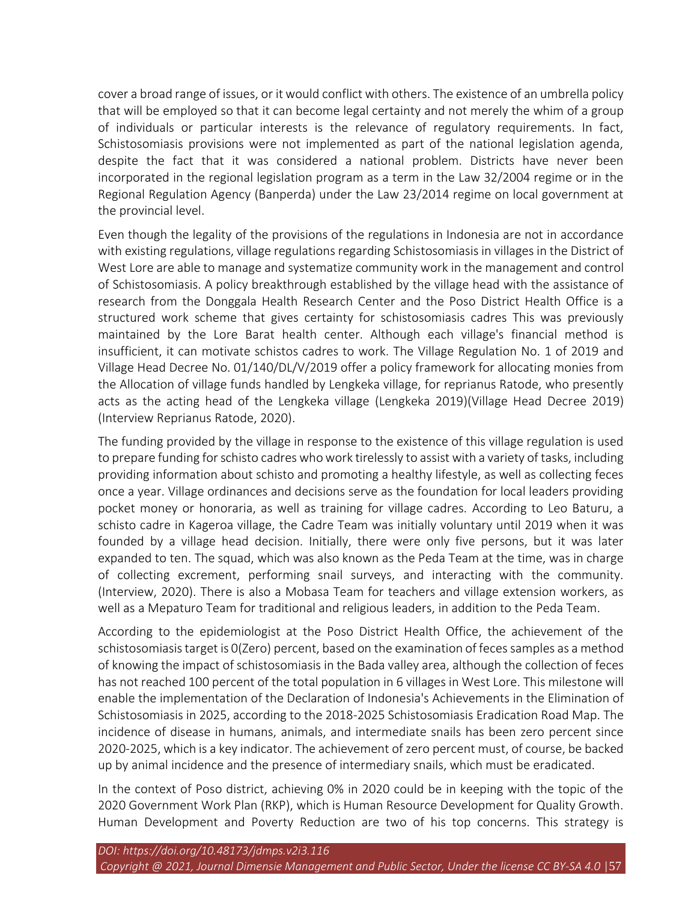cover a broad range of issues, or it would conflict with others. The existence of an umbrella policy that will be employed so that it can become legal certainty and not merely the whim of a group of individuals or particular interests is the relevance of regulatory requirements. In fact, Schistosomiasis provisions were not implemented as part of the national legislation agenda, despite the fact that it was considered a national problem. Districts have never been incorporated in the regional legislation program as a term in the Law 32/2004 regime or in the Regional Regulation Agency (Banperda) under the Law 23/2014 regime on local government at the provincial level.

Even though the legality of the provisions of the regulations in Indonesia are not in accordance with existing regulations, village regulations regarding Schistosomiasis in villages in the District of West Lore are able to manage and systematize community work in the management and control of Schistosomiasis. A policy breakthrough established by the village head with the assistance of research from the Donggala Health Research Center and the Poso District Health Office is a structured work scheme that gives certainty for schistosomiasis cadres This was previously maintained by the Lore Barat health center. Although each village's financial method is insufficient, it can motivate schistos cadres to work. The Village Regulation No. 1 of 2019 and Village Head Decree No. 01/140/DL/V/2019 offer a policy framework for allocating monies from the Allocation of village funds handled by Lengkeka village, for reprianus Ratode, who presently acts as the acting head of the Lengkeka village (Lengkeka 2019)(Village Head Decree 2019) (Interview Reprianus Ratode, 2020).

The funding provided by the village in response to the existence of this village regulation is used to prepare funding for schisto cadres who work tirelessly to assist with a variety of tasks, including providing information about schisto and promoting a healthy lifestyle, as well as collecting feces once a year. Village ordinances and decisions serve as the foundation for local leaders providing pocket money or honoraria, as well as training for village cadres. According to Leo Baturu, a schisto cadre in Kageroa village, the Cadre Team was initially voluntary until 2019 when it was founded by a village head decision. Initially, there were only five persons, but it was later expanded to ten. The squad, which was also known as the Peda Team at the time, was in charge of collecting excrement, performing snail surveys, and interacting with the community. (Interview, 2020). There is also a Mobasa Team for teachers and village extension workers, as well as a Mepaturo Team for traditional and religious leaders, in addition to the Peda Team.

According to the epidemiologist at the Poso District Health Office, the achievement of the schistosomiasis target is 0(Zero) percent, based on the examination of feces samples as a method of knowing the impact of schistosomiasis in the Bada valley area, although the collection of feces has not reached 100 percent of the total population in 6 villages in West Lore. This milestone will enable the implementation of the Declaration of Indonesia's Achievements in the Elimination of Schistosomiasis in 2025, according to the 2018-2025 Schistosomiasis Eradication Road Map. The incidence of disease in humans, animals, and intermediate snails has been zero percent since 2020-2025, which is a key indicator. The achievement of zero percent must, of course, be backed up by animal incidence and the presence of intermediary snails, which must be eradicated.

In the context of Poso district, achieving 0% in 2020 could be in keeping with the topic of the 2020 Government Work Plan (RKP), which is Human Resource Development for Quality Growth. Human Development and Poverty Reduction are two of his top concerns. This strategy is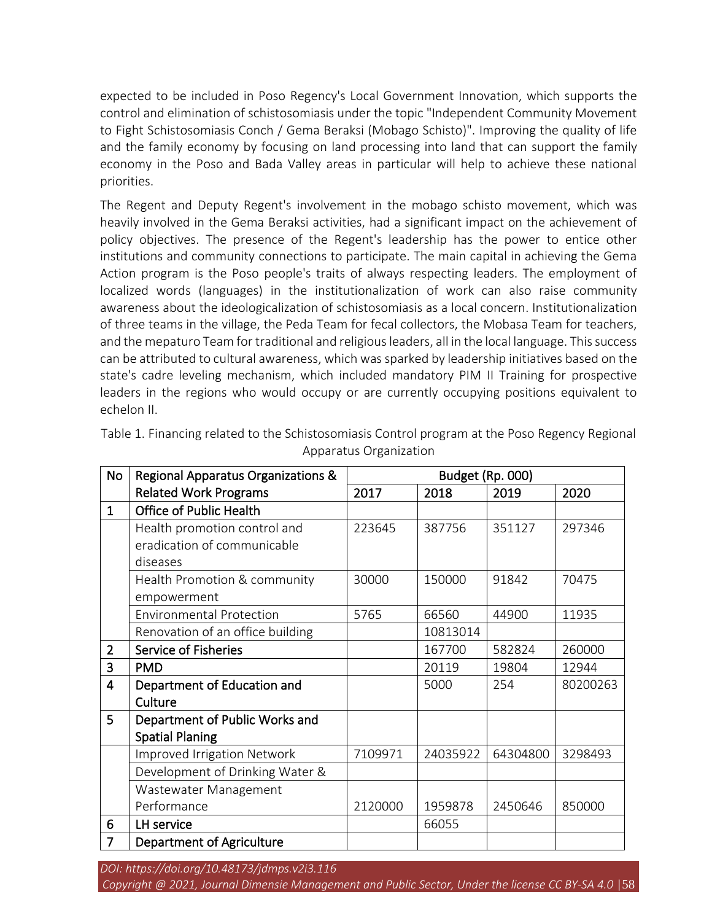expected to be included in Poso Regency's Local Government Innovation, which supports the control and elimination of schistosomiasis under the topic "Independent Community Movement to Fight Schistosomiasis Conch / Gema Beraksi (Mobago Schisto)". Improving the quality of life and the family economy by focusing on land processing into land that can support the family economy in the Poso and Bada Valley areas in particular will help to achieve these national priorities.

The Regent and Deputy Regent's involvement in the mobago schisto movement, which was heavily involved in the Gema Beraksi activities, had a significant impact on the achievement of policy objectives. The presence of the Regent's leadership has the power to entice other institutions and community connections to participate. The main capital in achieving the Gema Action program is the Poso people's traits of always respecting leaders. The employment of localized words (languages) in the institutionalization of work can also raise community awareness about the ideologicalization of schistosomiasis as a local concern. Institutionalization of three teams in the village, the Peda Team for fecal collectors, the Mobasa Team for teachers, and the mepaturo Team for traditional and religious leaders, all in the local language. This success can be attributed to cultural awareness, which was sparked by leadership initiatives based on the state's cadre leveling mechanism, which included mandatory PIM II Training for prospective leaders in the regions who would occupy or are currently occupying positions equivalent to echelon II.

Table 1. Financing related to the Schistosomiasis Control program at the Poso Regency Regional Apparatus Organization

| No | Regional Apparatus Organizations & Related Work Programs | Budget (Rp. 000) | | | |
|---|---|---|---|---|---|
| | | 2017 | 2018 | 2019 | 2020 |
| 1 | **Office of Public Health** | | | | |
| | Health promotion control and eradication of communicable diseases | 223645 | 387756 | 351127 | 297346 |
| | Health Promotion & community empowerment | 30000 | 150000 | 91842 | 70475 |
| | Environmental Protection | 5765 | 66560 | 44900 | 11935 |
| | Renovation of an office building | | 10813014 | | |
| 2 | **Service of Fisheries** | | 167700 | 582824 | 260000 |
| 3 | **PMD** | | 20119 | 19804 | 12944 |
| 4 | **Department of Education and Culture** | | 5000 | 254 | 80200263 |
| 5 | **Department of Public Works and Spatial Planing** | | | | |
| | Improved Irrigation Network | 7109971 | 24035922 | 64304800 | 3298493 |
| | Development of Drinking Water & Wastewater Management Performance | 2120000 | 1959878 | 2450646 | 850000 |
| 6 | **LH service** | | 66055 | | |
| 7 | **Department of Agriculture** | | | | |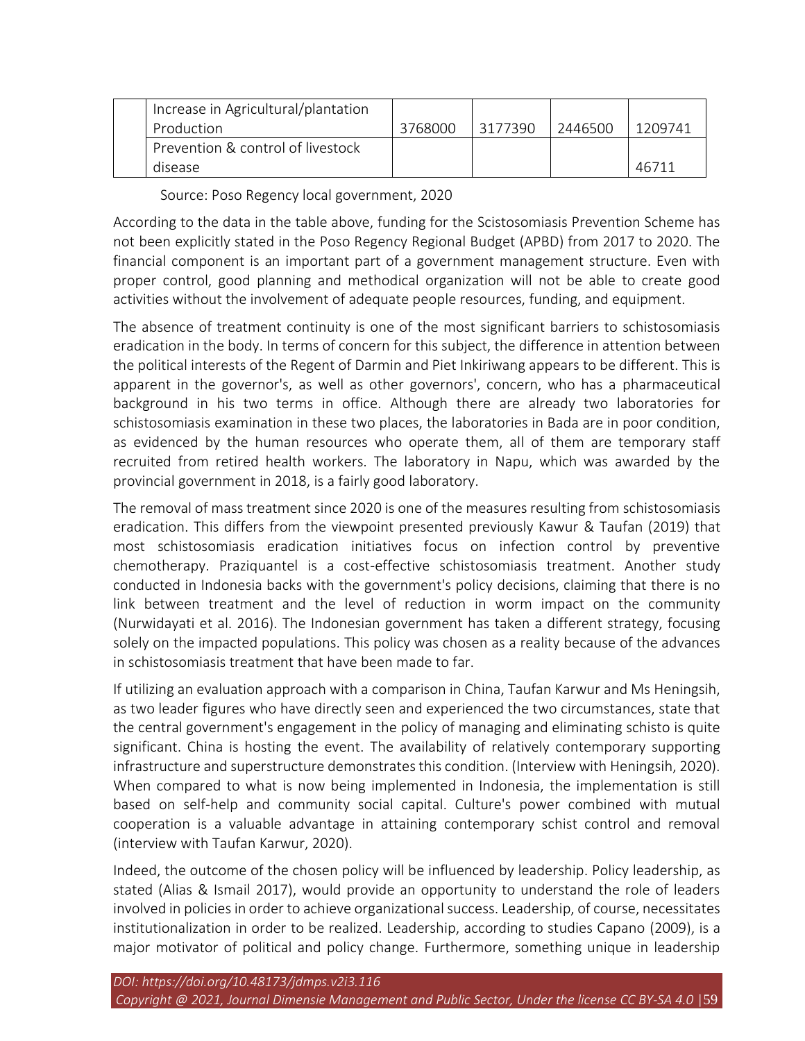| | | | | | |
|---|---|---|---|---|---|
| | Increase in Agricultural/plantation Production | 3768000 | 3177390 | 2446500 | 1209741 |
| | Prevention & control of livestock disease | | | | 46711 |

Source: Poso Regency local government, 2020

According to the data in the table above, funding for the Scistosomiasis Prevention Scheme has not been explicitly stated in the Poso Regency Regional Budget (APBD) from 2017 to 2020. The financial component is an important part of a government management structure. Even with proper control, good planning and methodical organization will not be able to create good activities without the involvement of adequate people resources, funding, and equipment.

The absence of treatment continuity is one of the most significant barriers to schistosomiasis eradication in the body. In terms of concern for this subject, the difference in attention between the political interests of the Regent of Darmin and Piet Inkiriwang appears to be different. This is apparent in the governor's, as well as other governors', concern, who has a pharmaceutical background in his two terms in office. Although there are already two laboratories for schistosomiasis examination in these two places, the laboratories in Bada are in poor condition, as evidenced by the human resources who operate them, all of them are temporary staff recruited from retired health workers. The laboratory in Napu, which was awarded by the provincial government in 2018, is a fairly good laboratory.

The removal of mass treatment since 2020 is one of the measures resulting from schistosomiasis eradication. This differs from the viewpoint presented previously Kawur & Taufan (2019) that most schistosomiasis eradication initiatives focus on infection control by preventive chemotherapy. Praziquantel is a cost-effective schistosomiasis treatment. Another study conducted in Indonesia backs with the government's policy decisions, claiming that there is no link between treatment and the level of reduction in worm impact on the community (Nurwidayati et al. 2016). The Indonesian government has taken a different strategy, focusing solely on the impacted populations. This policy was chosen as a reality because of the advances in schistosomiasis treatment that have been made to far.

If utilizing an evaluation approach with a comparison in China, Taufan Karwur and Ms Heningsih, as two leader figures who have directly seen and experienced the two circumstances, state that the central government's engagement in the policy of managing and eliminating schisto is quite significant. China is hosting the event. The availability of relatively contemporary supporting infrastructure and superstructure demonstrates this condition. (Interview with Heningsih, 2020). When compared to what is now being implemented in Indonesia, the implementation is still based on self-help and community social capital. Culture's power combined with mutual cooperation is a valuable advantage in attaining contemporary schist control and removal (interview with Taufan Karwur, 2020).

Indeed, the outcome of the chosen policy will be influenced by leadership. Policy leadership, as stated (Alias & Ismail 2017), would provide an opportunity to understand the role of leaders involved in policies in order to achieve organizational success. Leadership, of course, necessitates institutionalization in order to be realized. Leadership, according to studies Capano (2009), is a major motivator of political and policy change. Furthermore, something unique in leadership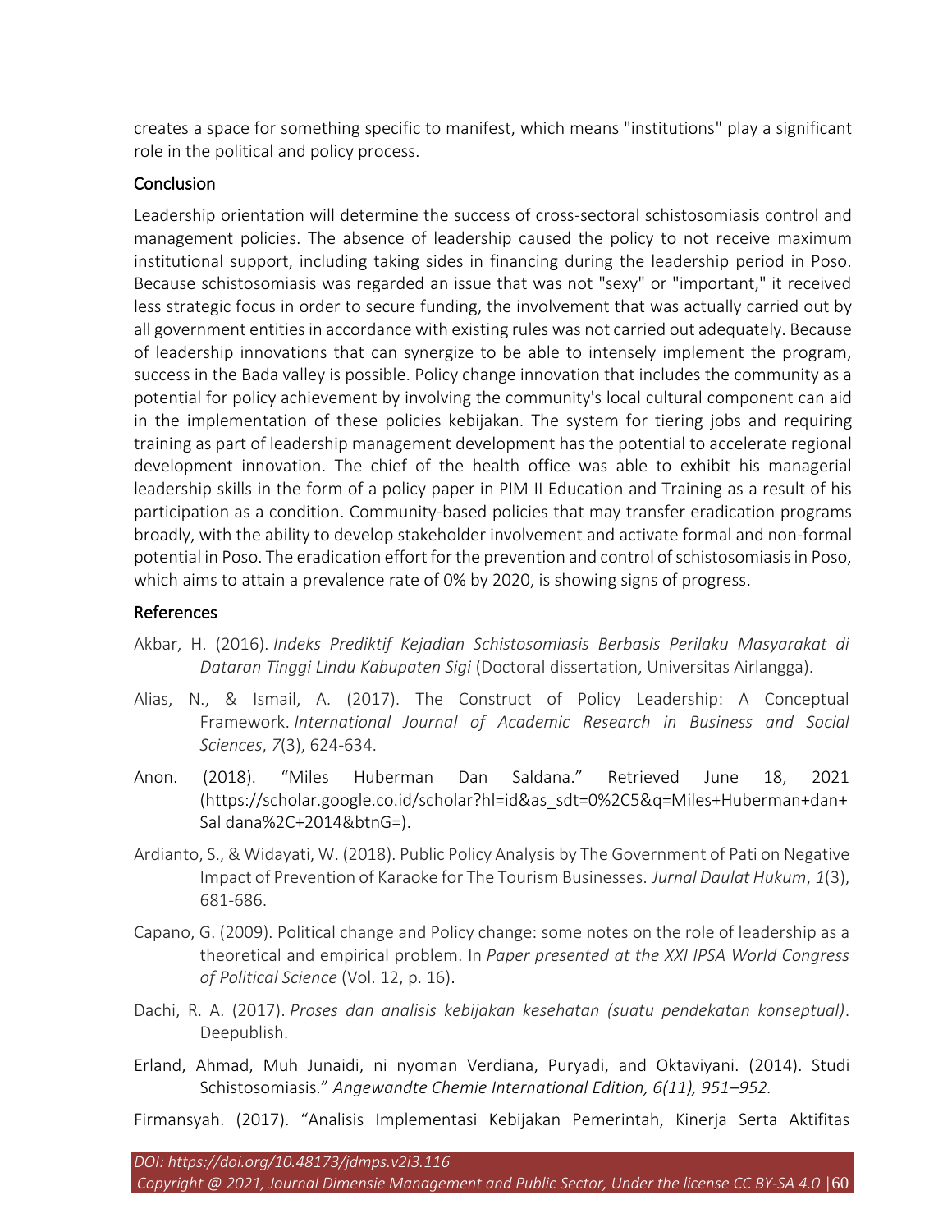creates a space for something specific to manifest, which means "institutions" play a significant role in the political and policy process.

## Conclusion

Leadership orientation will determine the success of cross-sectoral schistosomiasis control and management policies. The absence of leadership caused the policy to not receive maximum institutional support, including taking sides in financing during the leadership period in Poso. Because schistosomiasis was regarded an issue that was not "sexy" or "important," it received less strategic focus in order to secure funding, the involvement that was actually carried out by all government entities in accordance with existing rules was not carried out adequately. Because of leadership innovations that can synergize to be able to intensely implement the program, success in the Bada valley is possible. Policy change innovation that includes the community as a potential for policy achievement by involving the community's local cultural component can aid in the implementation of these policies kebijakan. The system for tiering jobs and requiring training as part of leadership management development has the potential to accelerate regional development innovation. The chief of the health office was able to exhibit his managerial leadership skills in the form of a policy paper in PIM II Education and Training as a result of his participation as a condition. Community-based policies that may transfer eradication programs broadly, with the ability to develop stakeholder involvement and activate formal and non-formal potential in Poso. The eradication effort for the prevention and control of schistosomiasis in Poso, which aims to attain a prevalence rate of 0% by 2020, is showing signs of progress.

## References

Akbar, H. (2016). *Indeks Prediktif Kejadian Schistosomiasis Berbasis Perilaku Masyarakat di Dataran Tinggi Lindu Kabupaten Sigi* (Doctoral dissertation, Universitas Airlangga).

Alias, N., & Ismail, A. (2017). The Construct of Policy Leadership: A Conceptual Framework. *International Journal of Academic Research in Business and Social Sciences*, *7*(3), 624-634.

Anon. (2018). "Miles Huberman Dan Saldana." Retrieved June 18, 2021 (https://scholar.google.co.id/scholar?hl=id&as_sdt=0%2C5&q=Miles+Huberman+dan+Sal dana%2C+2014&btnG=).

Ardianto, S., & Widayati, W. (2018). Public Policy Analysis by The Government of Pati on Negative Impact of Prevention of Karaoke for The Tourism Businesses. *Jurnal Daulat Hukum*, *1*(3), 681-686.

Capano, G. (2009). Political change and Policy change: some notes on the role of leadership as a theoretical and empirical problem. In *Paper presented at the XXI IPSA World Congress of Political Science* (Vol. 12, p. 16).

Dachi, R. A. (2017). *Proses dan analisis kebijakan kesehatan (suatu pendekatan konseptual)*. Deepublish.

Erland, Ahmad, Muh Junaidi, ni nyoman Verdiana, Puryadi, and Oktaviyani. (2014). Studi Schistosomiasis." *Angewandte Chemie International Edition, 6(11), 951–952.*

Firmansyah. (2017). "Analisis Implementasi Kebijakan Pemerintah, Kinerja Serta Aktifitas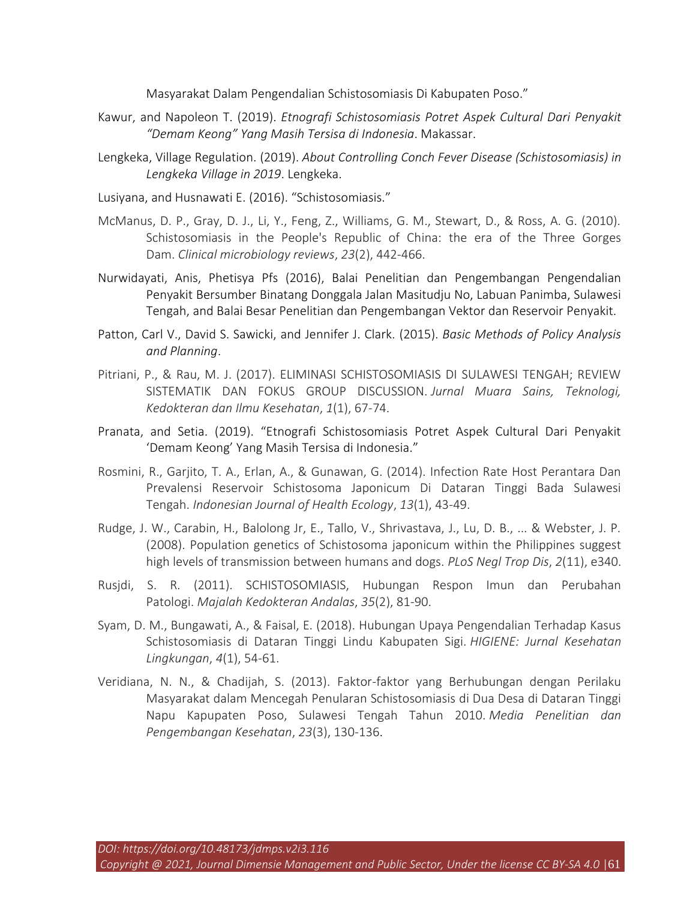Masyarakat Dalam Pengendalian Schistosomiasis Di Kabupaten Poso."

Kawur, and Napoleon T. (2019). *Etnografi Schistosomiasis Potret Aspek Cultural Dari Penyakit "Demam Keong" Yang Masih Tersisa di Indonesia*. Makassar.

Lengkeka, Village Regulation. (2019). *About Controlling Conch Fever Disease (Schistosomiasis) in Lengkeka Village in 2019*. Lengkeka.

Lusiyana, and Husnawati E. (2016). "Schistosomiasis."

McManus, D. P., Gray, D. J., Li, Y., Feng, Z., Williams, G. M., Stewart, D., & Ross, A. G. (2010). Schistosomiasis in the People's Republic of China: the era of the Three Gorges Dam. *Clinical microbiology reviews*, *23*(2), 442-466.

Nurwidayati, Anis, Phetisya Pfs (2016), Balai Penelitian dan Pengembangan Pengendalian Penyakit Bersumber Binatang Donggala Jalan Masitudju No, Labuan Panimba, Sulawesi Tengah, and Balai Besar Penelitian dan Pengembangan Vektor dan Reservoir Penyakit.

Patton, Carl V., David S. Sawicki, and Jennifer J. Clark. (2015). *Basic Methods of Policy Analysis and Planning*.

Pitriani, P., & Rau, M. J. (2017). ELIMINASI SCHISTOSOMIASIS DI SULAWESI TENGAH; REVIEW SISTEMATIK DAN FOKUS GROUP DISCUSSION. *Jurnal Muara Sains, Teknologi, Kedokteran dan Ilmu Kesehatan*, *1*(1), 67-74.

Pranata, and Setia. (2019). "Etnografi Schistosomiasis Potret Aspek Cultural Dari Penyakit 'Demam Keong' Yang Masih Tersisa di Indonesia."

Rosmini, R., Garjito, T. A., Erlan, A., & Gunawan, G. (2014). Infection Rate Host Perantara Dan Prevalensi Reservoir Schistosoma Japonicum Di Dataran Tinggi Bada Sulawesi Tengah. *Indonesian Journal of Health Ecology*, *13*(1), 43-49.

Rudge, J. W., Carabin, H., Balolong Jr, E., Tallo, V., Shrivastava, J., Lu, D. B., ... & Webster, J. P. (2008). Population genetics of Schistosoma japonicum within the Philippines suggest high levels of transmission between humans and dogs. *PLoS Negl Trop Dis*, *2*(11), e340.

Rusjdi, S. R. (2011). SCHISTOSOMIASIS, Hubungan Respon Imun dan Perubahan Patologi. *Majalah Kedokteran Andalas*, *35*(2), 81-90.

Syam, D. M., Bungawati, A., & Faisal, E. (2018). Hubungan Upaya Pengendalian Terhadap Kasus Schistosomiasis di Dataran Tinggi Lindu Kabupaten Sigi. *HIGIENE: Jurnal Kesehatan Lingkungan*, *4*(1), 54-61.

Veridiana, N. N., & Chadijah, S. (2013). Faktor-faktor yang Berhubungan dengan Perilaku Masyarakat dalam Mencegah Penularan Schistosomiasis di Dua Desa di Dataran Tinggi Napu Kapupaten Poso, Sulawesi Tengah Tahun 2010. *Media Penelitian dan Pengembangan Kesehatan*, *23*(3), 130-136.